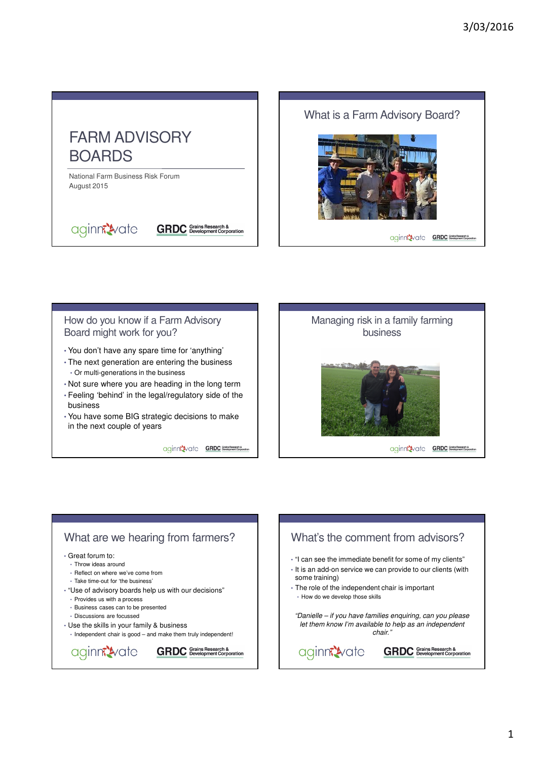# FARM ADVISORY BOARDS

National Farm Business Risk Forum
August 2015

aginnovate GRDC Grains Research & Development Corporation

## What is a Farm Advisory Board?

## How do you know if a Farm Advisory Board might work for you?

- You don't have any spare time for 'anything'
- The next generation are entering the business
  - Or multi-generations in the business
- Not sure where you are heading in the long term
- Feeling 'behind' in the legal/regulatory side of the business
- You have some BIG strategic decisions to make in the next couple of years

## Managing risk in a family farming business

## What are we hearing from farmers?

- Great forum to:
  - Throw ideas around
  - Reflect on where we've come from
  - Take time-out for 'the business'
- "Use of advisory boards help us with our decisions"
  - Provides us with a process
  - Business cases can to be presented
  - Discussions are focussed
- Use the skills in your family & business
  - Independent chair is good – and make them truly independent!

## What's the comment from advisors?

- "I can see the immediate benefit for some of my clients"
- It is an add-on service we can provide to our clients (with some training)
- The role of the independent chair is important
  - How do we develop those skills

*"Danielle – if you have families enquiring, can you please let them know I'm available to help as an independent chair."*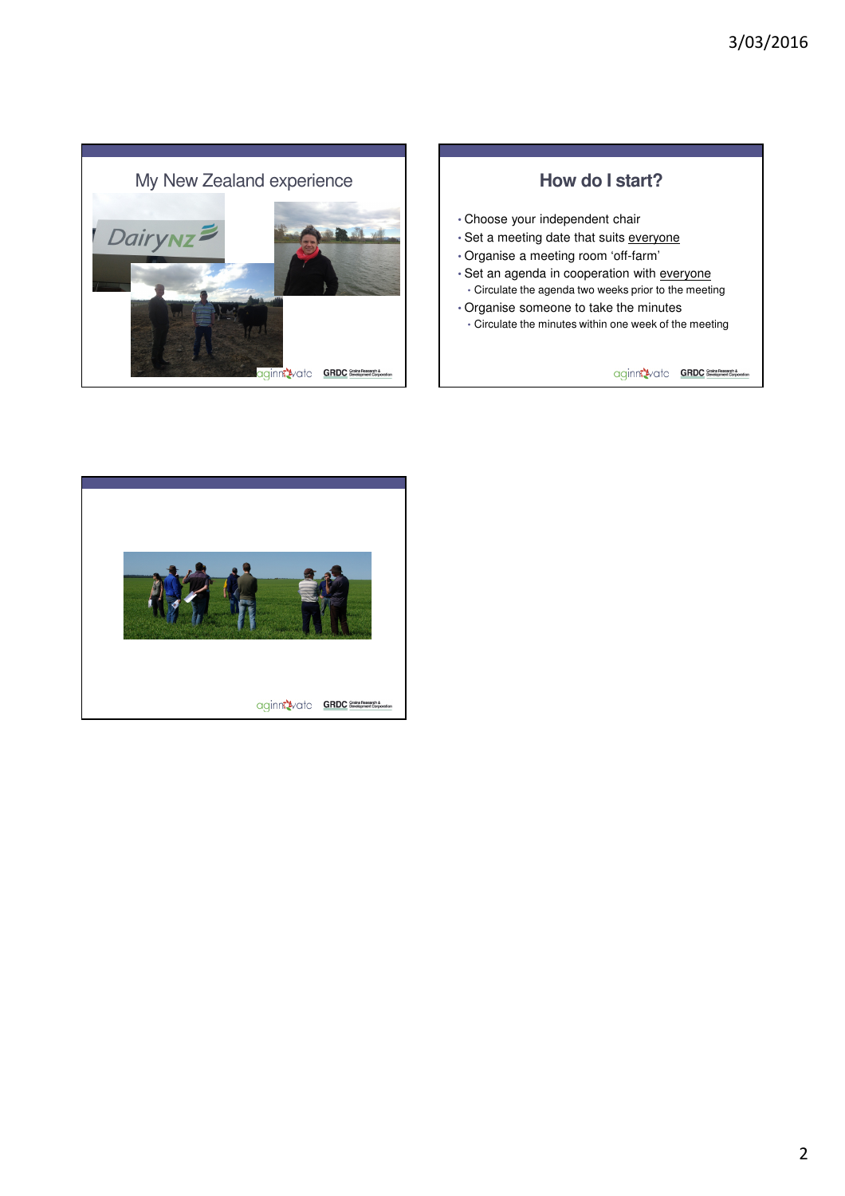## My New Zealand experience

## How do I start?

- Choose your independent chair
- Set a meeting date that suits everyone
- Organise a meeting room ‘off-farm’
- Set an agenda in cooperation with everyone
  - Circulate the agenda two weeks prior to the meeting
- Organise someone to take the minutes
  - Circulate the minutes within one week of the meeting